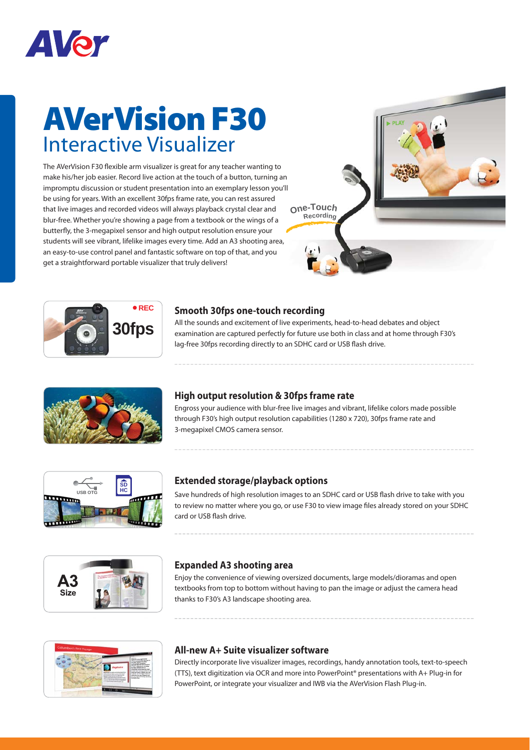# AVerVision F30

## Interactive Visualizer

The AVerVision F30 flexible arm visualizer is great for any teacher wanting to make his/her job easier. Record live action at the touch of a button, turning an impromptu discussion or student presentation into an exemplary lesson you'll be using for years. With an excellent 30fps frame rate, you can rest assured that live images and recorded videos will always playback crystal clear and blur-free. Whether you're showing a page from a textbook or the wings of a butterfly, the 3-megapixel sensor and high output resolution ensure your students will see vibrant, lifelike images every time. Add an A3 shooting area, an easy-to-use control panel and fantastic software on top of that, and you get a straightforward portable visualizer that truly delivers!

### Smooth 30fps one-touch recording

All the sounds and excitement of live experiments, head-to-head debates and object examination are captured perfectly for future use both in class and at home through F30's lag-free 30fps recording directly to an SDHC card or USB flash drive.

### High output resolution & 30fps frame rate

Engross your audience with blur-free live images and vibrant, lifelike colors made possible through F30's high output resolution capabilities (1280 x 720), 30fps frame rate and 3-megapixel CMOS camera sensor.

### Extended storage/playback options

Save hundreds of high resolution images to an SDHC card or USB flash drive to take with you to review no matter where you go, or use F30 to view image files already stored on your SDHC card or USB flash drive.

### Expanded A3 shooting area

Enjoy the convenience of viewing oversized documents, large models/dioramas and open textbooks from top to bottom without having to pan the image or adjust the camera head thanks to F30's A3 landscape shooting area.

### All-new A+ Suite visualizer software

Directly incorporate live visualizer images, recordings, handy annotation tools, text-to-speech (TTS), text digitization via OCR and more into PowerPoint® presentations with A+ Plug-in for PowerPoint, or integrate your visualizer and IWB via the AVerVision Flash Plug-in.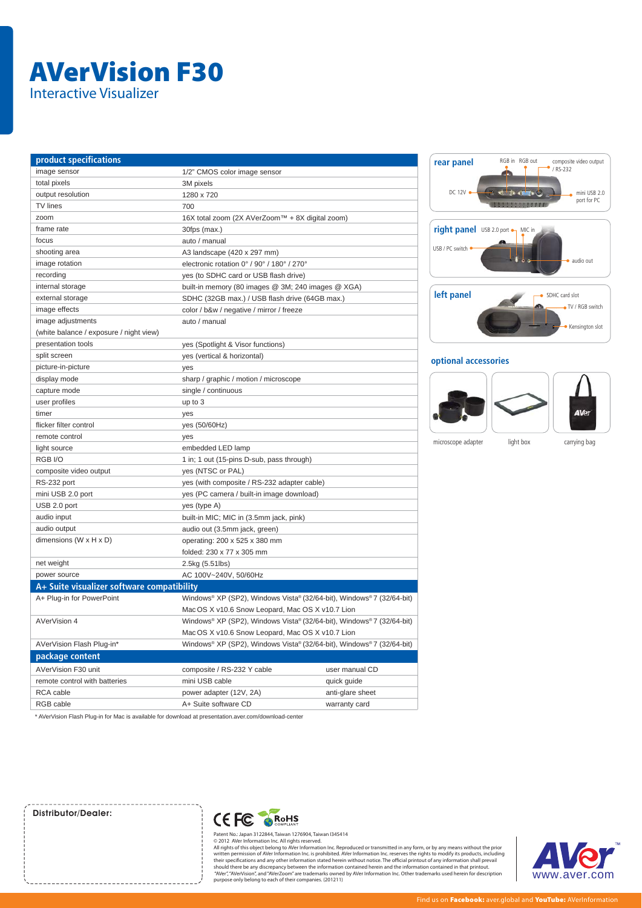# AVerVision F30

Interactive Visualizer

| product specifications | |
|---|---|
| image sensor | 1/2" CMOS color image sensor |
| total pixels | 3M pixels |
| output resolution | 1280 x 720 |
| TV lines | 700 |
| zoom | 16X total zoom (2X AVerZoom™ + 8X digital zoom) |
| frame rate | 30fps (max.) |
| focus | auto / manual |
| shooting area | A3 landscape (420 x 297 mm) |
| image rotation | electronic rotation 0° / 90° / 180° / 270° |
| recording | yes (to SDHC card or USB flash drive) |
| internal storage | built-in memory (80 images @ 3M; 240 images @ XGA) |
| external storage | SDHC (32GB max.) / USB flash drive (64GB max.) |
| image effects | color / b&w / negative / mirror / freeze |
| image adjustments (white balance / exposure / night view) | auto / manual |
| presentation tools | yes (Spotlight & Visor functions) |
| split screen | yes (vertical & horizontal) |
| picture-in-picture | yes |
| display mode | sharp / graphic / motion / microscope |
| capture mode | single / continuous |
| user profiles | up to 3 |
| timer | yes |
| flicker filter control | yes (50/60Hz) |
| remote control | yes |
| light source | embedded LED lamp |
| RGB I/O | 1 in; 1 out (15-pins D-sub, pass through) |
| composite video output | yes (NTSC or PAL) |
| RS-232 port | yes (with composite / RS-232 adapter cable) |
| mini USB 2.0 port | yes (PC camera / built-in image download) |
| USB 2.0 port | yes (type A) |
| audio input | built-in MIC; MIC in (3.5mm jack, pink) |
| audio output | audio out (3.5mm jack, green) |
| dimensions (W x H x D) | operating: 200 x 525 x 380 mm<br>folded: 230 x 77 x 305 mm |
| net weight | 2.5kg (5.51lbs) |
| power source | AC 100V~240V, 50/60Hz |

| A+ Suite visualizer software compatibility | |
|---|---|
| A+ Plug-in for PowerPoint | Windows® XP (SP2), Windows Vista® (32/64-bit), Windows® 7 (32/64-bit)<br>Mac OS X v10.6 Snow Leopard, Mac OS X v10.7 Lion |
| AVerVision 4 | Windows® XP (SP2), Windows Vista® (32/64-bit), Windows® 7 (32/64-bit)<br>Mac OS X v10.6 Snow Leopard, Mac OS X v10.7 Lion |
| AVerVision Flash Plug-in* | Windows® XP (SP2), Windows Vista® (32/64-bit), Windows® 7 (32/64-bit) |

| package content | | |
|---|---|---|
| AVerVision F30 unit | composite / RS-232 Y cable | user manual CD |
| remote control with batteries | mini USB cable | quick guide |
| RCA cable | power adapter (12V, 2A) | anti-glare sheet |
| RGB cable | A+ Suite software CD | warranty card |

\* AVerVision Flash Plug-in for Mac is available for download at presentation.aver.com/download-center

**rear panel**

RGB in, RGB out, composite video output / RS-232, DC 12V, mini USB 2.0 port for PC

**right panel**

USB 2.0 port, MIC in, USB / PC switch, audio out

**left panel**

SDHC card slot, TV / RGB switch, Kensington slot

**optional accessories**

microscope adapter | light box | carrying bag

Distributor/Dealer:

Patent No.: Japan 3122844, Taiwan 1276904, Taiwan I345414
© 2012 AVer Information Inc. All rights reserved.
All rights of this object belong to AVer Information Inc. Reproduced or transmitted in any form, or by any means without the prior written permission of AVer Information Inc. is prohibited. AVer Information Inc. reserves the rights to modify its products, including their specifications and any other information stated herein without notice. The official printout of any information shall prevail should there be any discrepancy between the information contained herein and the information contained in that printout. "AVer", "AVerVision", and "AVerZoom" are trademarks owned by AVer Information Inc. Other trademarks used herein for description purpose only belong to each of their companies. (201211)

www.aver.com

Find us on **Facebook:** aver.global and **YouTube:** AVerInformation